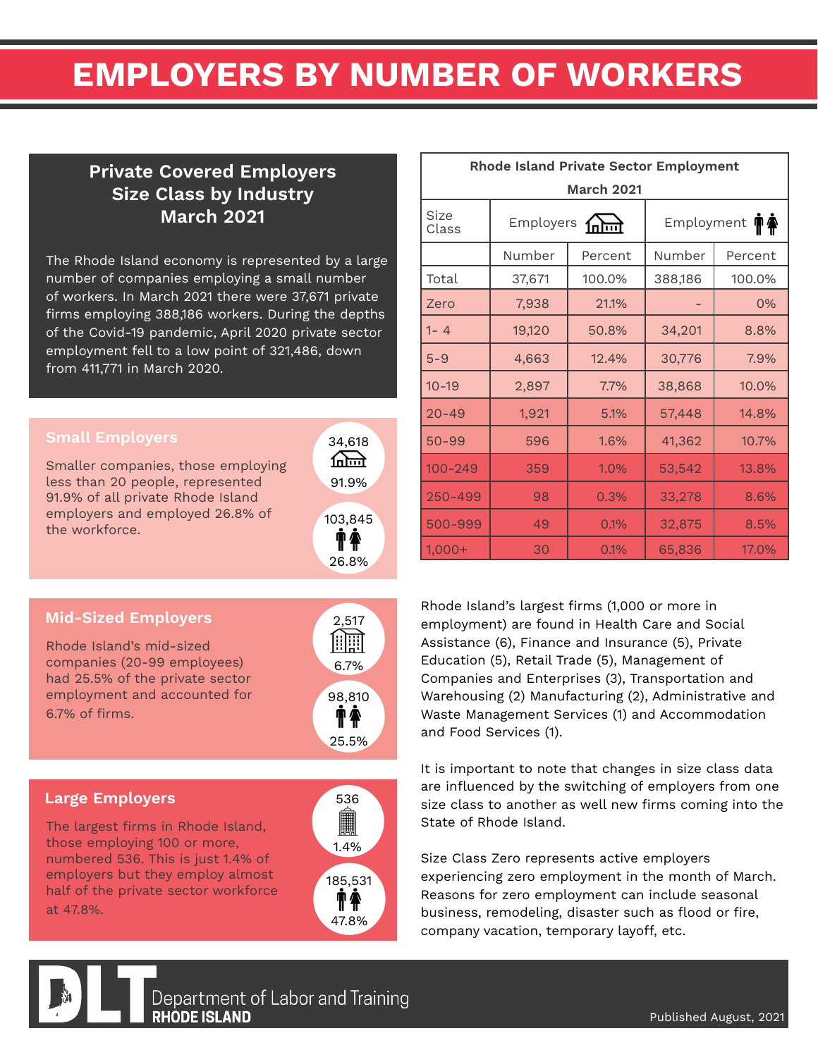# EMPLOYERS BY NUMBER OF WORKERS

## Private Covered Employers Size Class by Industry March 2021

The Rhode Island economy is represented by a large number of companies employing a small number of workers. In March 2021 there were 37,671 private firms employing 388,186 workers. During the depths of the Covid-19 pandemic, April 2020 private sector employment fell to a low point of 321,486, down from 411,771 in March 2020.

### Small Employers

Smaller companies, those employing less than 20 people, represented 91.9% of all private Rhode Island employers and employed 26.8% of the workforce.

34,618
91.9%

103,845
26.8%

### Mid-Sized Employers

Rhode Island's mid-sized companies (20-99 employees) had 25.5% of the private sector employment and accounted for 6.7% of firms.

2,517
6.7%

98,810
25.5%

### Large Employers

The largest firms in Rhode Island, those employing 100 or more, numbered 536. This is just 1.4% of employers but they employ almost half of the private sector workforce at 47.8%.

536
1.4%

185,531
47.8%

**Rhode Island Private Sector Employment March 2021**

| Size Class | Employers | | Employment | |
|---|---|---|---|---|
| | Number | Percent | Number | Percent |
| Total | 37,671 | 100.0% | 388,186 | 100.0% |
| Zero | 7,938 | 21.1% | - | 0% |
| 1- 4 | 19,120 | 50.8% | 34,201 | 8.8% |
| 5-9 | 4,663 | 12.4% | 30,776 | 7.9% |
| 10-19 | 2,897 | 7.7% | 38,868 | 10.0% |
| 20-49 | 1,921 | 5.1% | 57,448 | 14.8% |
| 50-99 | 596 | 1.6% | 41,362 | 10.7% |
| 100-249 | 359 | 1.0% | 53,542 | 13.8% |
| 250-499 | 98 | 0.3% | 33,278 | 8.6% |
| 500-999 | 49 | 0.1% | 32,875 | 8.5% |
| 1,000+ | 30 | 0.1% | 65,836 | 17.0% |

Rhode Island's largest firms (1,000 or more in employment) are found in Health Care and Social Assistance (6), Finance and Insurance (5), Private Education (5), Retail Trade (5), Management of Companies and Enterprises (3), Transportation and Warehousing (2) Manufacturing (2), Administrative and Waste Management Services (1) and Accommodation and Food Services (1).

It is important to note that changes in size class data are influenced by the switching of employers from one size class to another as well new firms coming into the State of Rhode Island.

Size Class Zero represents active employers experiencing zero employment in the month of March. Reasons for zero employment can include seasonal business, remodeling, disaster such as flood or fire, company vacation, temporary layoff, etc.

DLT Department of Labor and Training RHODE ISLAND

Published August, 2021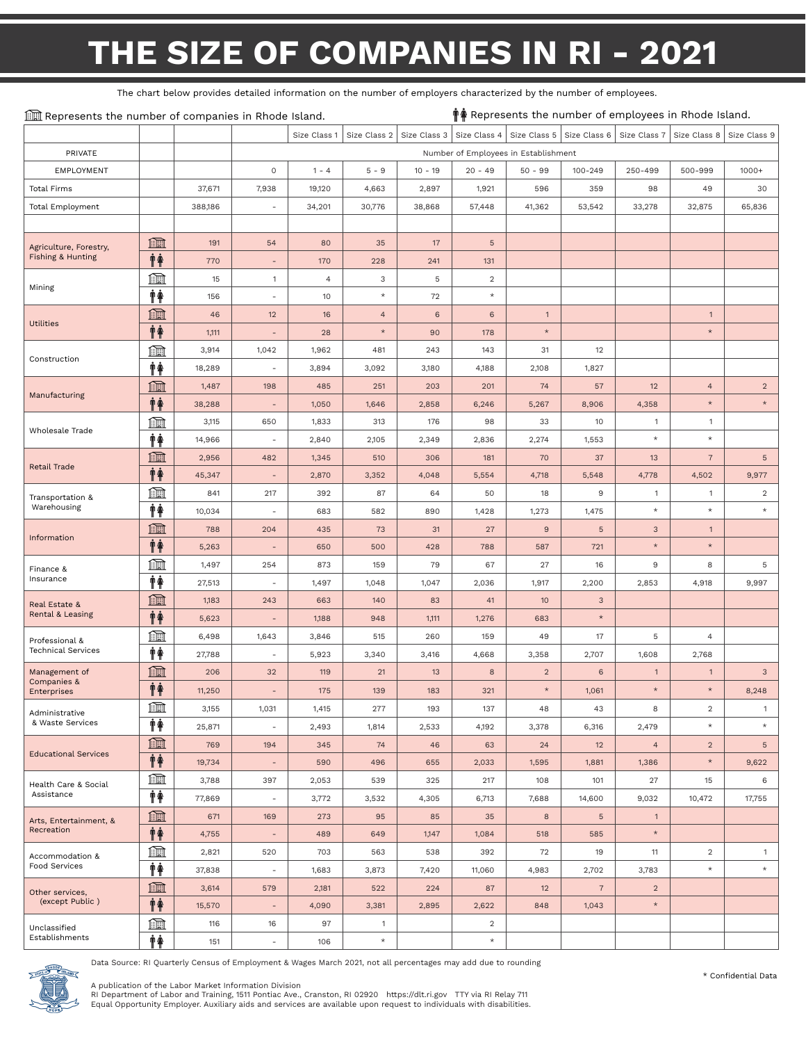# THE SIZE OF COMPANIES IN RI - 2021

The chart below provides detailed information on the number of employers characterized by the number of employees.

🏢 Represents the number of companies in Rhode Island. 👫 Represents the number of employees in Rhode Island.

| | | | | Size Class 1 | Size Class 2 | Size Class 3 | Size Class 4 | Size Class 5 | Size Class 6 | Size Class 7 | Size Class 8 | Size Class 9 |
|---|---|---|---|---|---|---|---|---|---|---|---|---|
| PRIVATE | | | Number of Employees in Establishment | | | | | | | | | |
| EMPLOYMENT | | | 0 | 1 - 4 | 5 - 9 | 10 - 19 | 20 - 49 | 50 - 99 | 100-249 | 250-499 | 500-999 | 1000+ |
| Total Firms | | 37,671 | 7,938 | 19,120 | 4,663 | 2,897 | 1,921 | 596 | 359 | 98 | 49 | 30 |
| Total Employment | | 388,186 | - | 34,201 | 30,776 | 38,868 | 57,448 | 41,362 | 53,542 | 33,278 | 32,875 | 65,836 |
| | | | | | | | | | | | | |
| Agriculture, Forestry, Fishing & Hunting | 🏢 | 191 | 54 | 80 | 35 | 17 | 5 | | | | | |
| | 👫 | 770 | - | 170 | 228 | 241 | 131 | | | | | |
| Mining | 🏢 | 15 | 1 | 4 | 3 | 5 | 2 | | | | | |
| | 👫 | 156 | - | 10 | * | 72 | * | | | | | |
| Utilities | 🏢 | 46 | 12 | 16 | 4 | 6 | 6 | 1 | | | 1 | |
| | 👫 | 1,111 | - | 28 | * | 90 | 178 | * | | | * | |
| Construction | 🏢 | 3,914 | 1,042 | 1,962 | 481 | 243 | 143 | 31 | 12 | | | |
| | 👫 | 18,289 | - | 3,894 | 3,092 | 3,180 | 4,188 | 2,108 | 1,827 | | | |
| Manufacturing | 🏢 | 1,487 | 198 | 485 | 251 | 203 | 201 | 74 | 57 | 12 | 4 | 2 |
| | 👫 | 38,288 | - | 1,050 | 1,646 | 2,858 | 6,246 | 5,267 | 8,906 | 4,358 | * | * |
| Wholesale Trade | 🏢 | 3,115 | 650 | 1,833 | 313 | 176 | 98 | 33 | 10 | 1 | 1 | |
| | 👫 | 14,966 | - | 2,840 | 2,105 | 2,349 | 2,836 | 2,274 | 1,553 | * | * | |
| Retail Trade | 🏢 | 2,956 | 482 | 1,345 | 510 | 306 | 181 | 70 | 37 | 13 | 7 | 5 |
| | 👫 | 45,347 | - | 2,870 | 3,352 | 4,048 | 5,554 | 4,718 | 5,548 | 4,778 | 4,502 | 9,977 |
| Transportation & Warehousing | 🏢 | 841 | 217 | 392 | 87 | 64 | 50 | 18 | 9 | 1 | 1 | 2 |
| | 👫 | 10,034 | - | 683 | 582 | 890 | 1,428 | 1,273 | 1,475 | * | * | * |
| Information | 🏢 | 788 | 204 | 435 | 73 | 31 | 27 | 9 | 5 | 3 | 1 | |
| | 👫 | 5,263 | - | 650 | 500 | 428 | 788 | 587 | 721 | * | * | |
| Finance & Insurance | 🏢 | 1,497 | 254 | 873 | 159 | 79 | 67 | 27 | 16 | 9 | 8 | 5 |
| | 👫 | 27,513 | - | 1,497 | 1,048 | 1,047 | 2,036 | 1,917 | 2,200 | 2,853 | 4,918 | 9,997 |
| Real Estate & Rental & Leasing | 🏢 | 1,183 | 243 | 663 | 140 | 83 | 41 | 10 | 3 | | | |
| | 👫 | 5,623 | - | 1,188 | 948 | 1,111 | 1,276 | 683 | * | | | |
| Professional & Technical Services | 🏢 | 6,498 | 1,643 | 3,846 | 515 | 260 | 159 | 49 | 17 | 5 | 4 | |
| | 👫 | 27,788 | - | 5,923 | 3,340 | 3,416 | 4,668 | 3,358 | 2,707 | 1,608 | 2,768 | |
| Management of Companies & Enterprises | 🏢 | 206 | 32 | 119 | 21 | 13 | 8 | 2 | 6 | 1 | 1 | 3 |
| | 👫 | 11,250 | - | 175 | 139 | 183 | 321 | * | 1,061 | * | * | 8,248 |
| Administrative & Waste Services | 🏢 | 3,155 | 1,031 | 1,415 | 277 | 193 | 137 | 48 | 43 | 8 | 2 | 1 |
| | 👫 | 25,871 | - | 2,493 | 1,814 | 2,533 | 4,192 | 3,378 | 6,316 | 2,479 | * | * |
| Educational Services | 🏢 | 769 | 194 | 345 | 74 | 46 | 63 | 24 | 12 | 4 | 2 | 5 |
| | 👫 | 19,734 | - | 590 | 496 | 655 | 2,033 | 1,595 | 1,881 | 1,386 | * | 9,622 |
| Health Care & Social Assistance | 🏢 | 3,788 | 397 | 2,053 | 539 | 325 | 217 | 108 | 101 | 27 | 15 | 6 |
| | 👫 | 77,869 | - | 3,772 | 3,532 | 4,305 | 6,713 | 7,688 | 14,600 | 9,032 | 10,472 | 17,755 |
| Arts, Entertainment, & Recreation | 🏢 | 671 | 169 | 273 | 95 | 85 | 35 | 8 | 5 | 1 | | |
| | 👫 | 4,755 | - | 489 | 649 | 1,147 | 1,084 | 518 | 585 | * | | |
| Accommodation & Food Services | 🏢 | 2,821 | 520 | 703 | 563 | 538 | 392 | 72 | 19 | 11 | 2 | 1 |
| | 👫 | 37,838 | - | 1,683 | 3,873 | 7,420 | 11,060 | 4,983 | 2,702 | 3,783 | * | * |
| Other services, (except Public ) | 🏢 | 3,614 | 579 | 2,181 | 522 | 224 | 87 | 12 | 7 | 2 | | |
| | 👫 | 15,570 | - | 4,090 | 3,381 | 2,895 | 2,622 | 848 | 1,043 | * | | |
| Unclassified Establishments | 🏢 | 116 | 16 | 97 | 1 | | 2 | | | | | |
| | 👫 | 151 | - | 106 | * | | * | | | | | |

Data Source: RI Quarterly Census of Employment & Wages March 2021, not all percentages may add due to rounding

\* Confidential Data

A publication of the Labor Market Information Division
RI Department of Labor and Training, 1511 Pontiac Ave., Cranston, RI 02920 https://dlt.ri.gov TTY via RI Relay 711
Equal Opportunity Employer. Auxiliary aids and services are available upon request to individuals with disabilities.